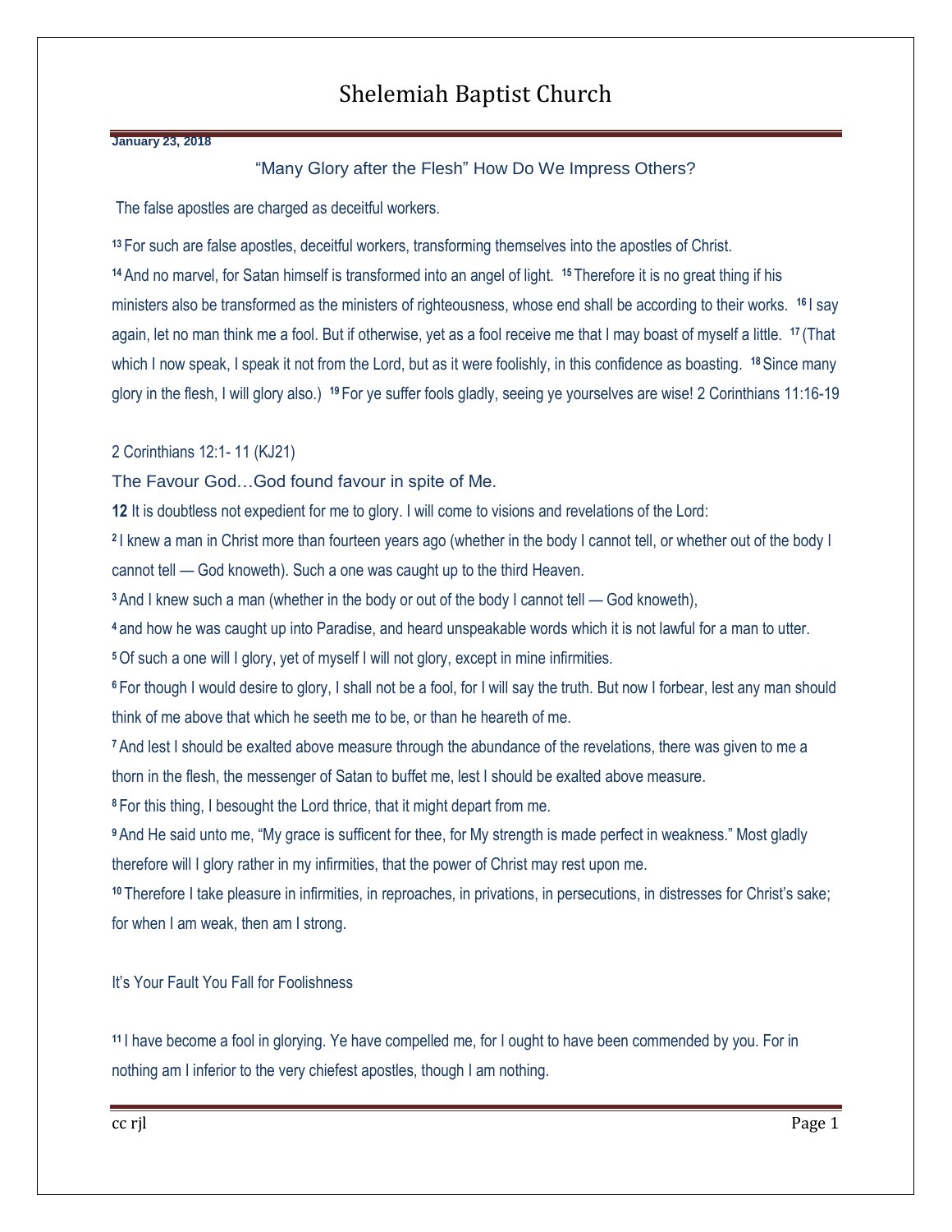# Shelemiah Baptist Church

**January 23, 2018**

"Many Glory after the Flesh" How Do We Impress Others?

The false apostles are charged as deceitful workers.

[13] For such are false apostles, deceitful workers, transforming themselves into the apostles of Christ. [14] And no marvel, for Satan himself is transformed into an angel of light. [15] Therefore it is no great thing if his ministers also be transformed as the ministers of righteousness, whose end shall be according to their works. [16] I say again, let no man think me a fool. But if otherwise, yet as a fool receive me that I may boast of myself a little. [17] (That which I now speak, I speak it not from the Lord, but as it were foolishly, in this confidence as boasting. [18] Since many glory in the flesh, I will glory also.) [19] For ye suffer fools gladly, seeing ye yourselves are wise! 2 Corinthians 11:16-19

2 Corinthians 12:1- 11 (KJ21)

The Favour God…God found favour in spite of Me.

**12** It is doubtless not expedient for me to glory. I will come to visions and revelations of the Lord:

[2] I knew a man in Christ more than fourteen years ago (whether in the body I cannot tell, or whether out of the body I cannot tell — God knoweth). Such a one was caught up to the third Heaven.

[3] And I knew such a man (whether in the body or out of the body I cannot tell — God knoweth),

[4] and how he was caught up into Paradise, and heard unspeakable words which it is not lawful for a man to utter.

[5] Of such a one will I glory, yet of myself I will not glory, except in mine infirmities.

[6] For though I would desire to glory, I shall not be a fool, for I will say the truth. But now I forbear, lest any man should think of me above that which he seeth me to be, or than he heareth of me.

[7] And lest I should be exalted above measure through the abundance of the revelations, there was given to me a thorn in the flesh, the messenger of Satan to buffet me, lest I should be exalted above measure.

[8] For this thing, I besought the Lord thrice, that it might depart from me.

[9] And He said unto me, "My grace is sufficent for thee, for My strength is made perfect in weakness." Most gladly therefore will I glory rather in my infirmities, that the power of Christ may rest upon me.

[10] Therefore I take pleasure in infirmities, in reproaches, in privations, in persecutions, in distresses for Christ's sake; for when I am weak, then am I strong.

It's Your Fault You Fall for Foolishness

[11] I have become a fool in glorying. Ye have compelled me, for I ought to have been commended by you. For in nothing am I inferior to the very chiefest apostles, though I am nothing.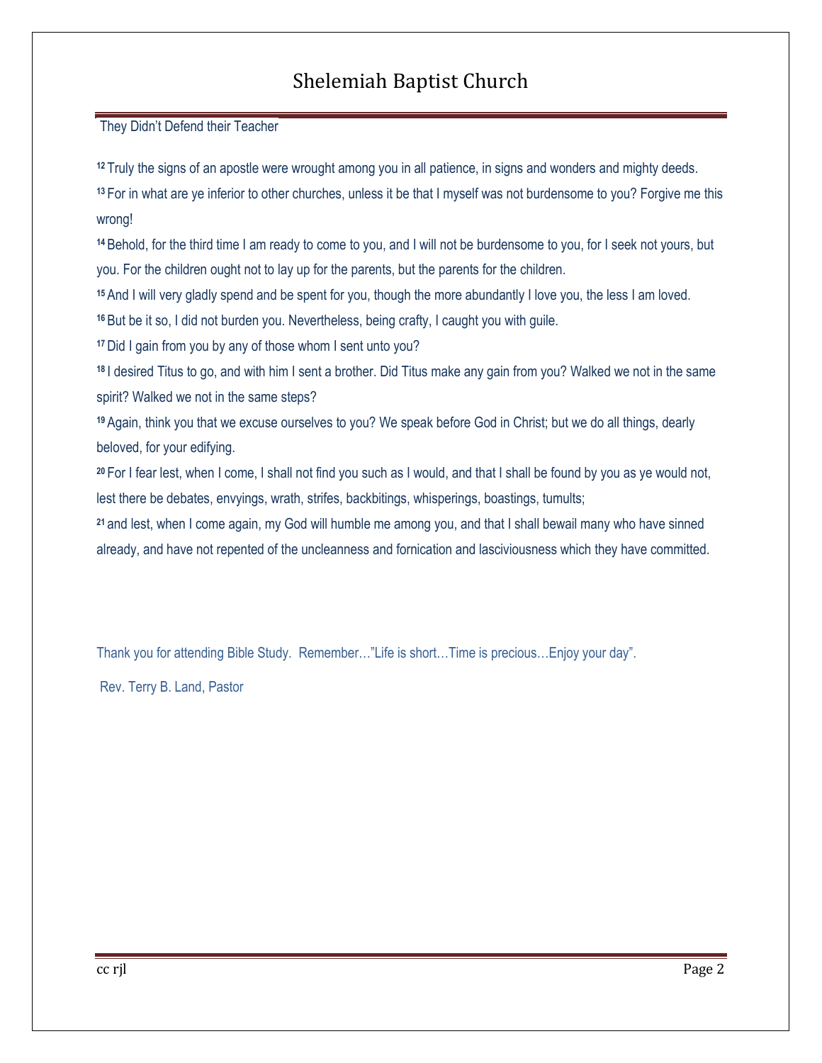They Didn’t Defend their Teacher

**12** Truly the signs of an apostle were wrought among you in all patience, in signs and wonders and mighty deeds.
**13** For in what are ye inferior to other churches, unless it be that I myself was not burdensome to you? Forgive me this wrong!
**14** Behold, for the third time I am ready to come to you, and I will not be burdensome to you, for I seek not yours, but you. For the children ought not to lay up for the parents, but the parents for the children.
**15** And I will very gladly spend and be spent for you, though the more abundantly I love you, the less I am loved.
**16** But be it so, I did not burden you. Nevertheless, being crafty, I caught you with guile.
**17** Did I gain from you by any of those whom I sent unto you?
**18** I desired Titus to go, and with him I sent a brother. Did Titus make any gain from you? Walked we not in the same spirit? Walked we not in the same steps?
**19** Again, think you that we excuse ourselves to you? We speak before God in Christ; but we do all things, dearly beloved, for your edifying.
**20** For I fear lest, when I come, I shall not find you such as I would, and that I shall be found by you as ye would not, lest there be debates, envyings, wrath, strifes, backbitings, whisperings, boastings, tumults;
**21** and lest, when I come again, my God will humble me among you, and that I shall bewail many who have sinned already, and have not repented of the uncleanness and fornication and lasciviousness which they have committed.

Thank you for attending Bible Study. Remember…”Life is short…Time is precious…Enjoy your day”.

Rev. Terry B. Land, Pastor

cc rjl